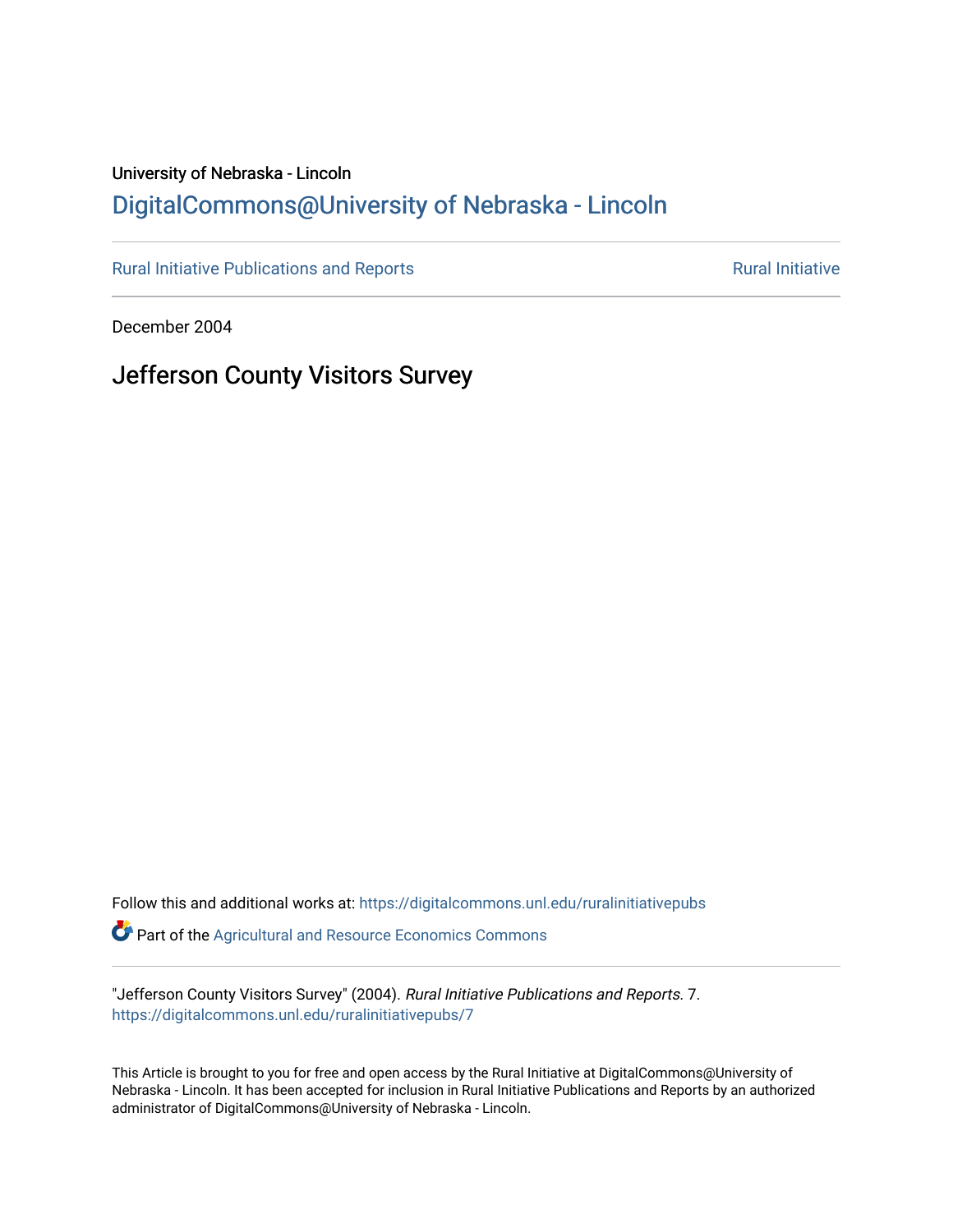University of Nebraska - Lincoln

# DigitalCommons@University of Nebraska - Lincoln

Rural Initiative Publications and Reports

Rural Initiative

December 2004

## Jefferson County Visitors Survey

Follow this and additional works at: https://digitalcommons.unl.edu/ruralinitiativepubs

Part of the Agricultural and Resource Economics Commons

"Jefferson County Visitors Survey" (2004). *Rural Initiative Publications and Reports*. 7.
https://digitalcommons.unl.edu/ruralinitiativepubs/7

This Article is brought to you for free and open access by the Rural Initiative at DigitalCommons@University of Nebraska - Lincoln. It has been accepted for inclusion in Rural Initiative Publications and Reports by an authorized administrator of DigitalCommons@University of Nebraska - Lincoln.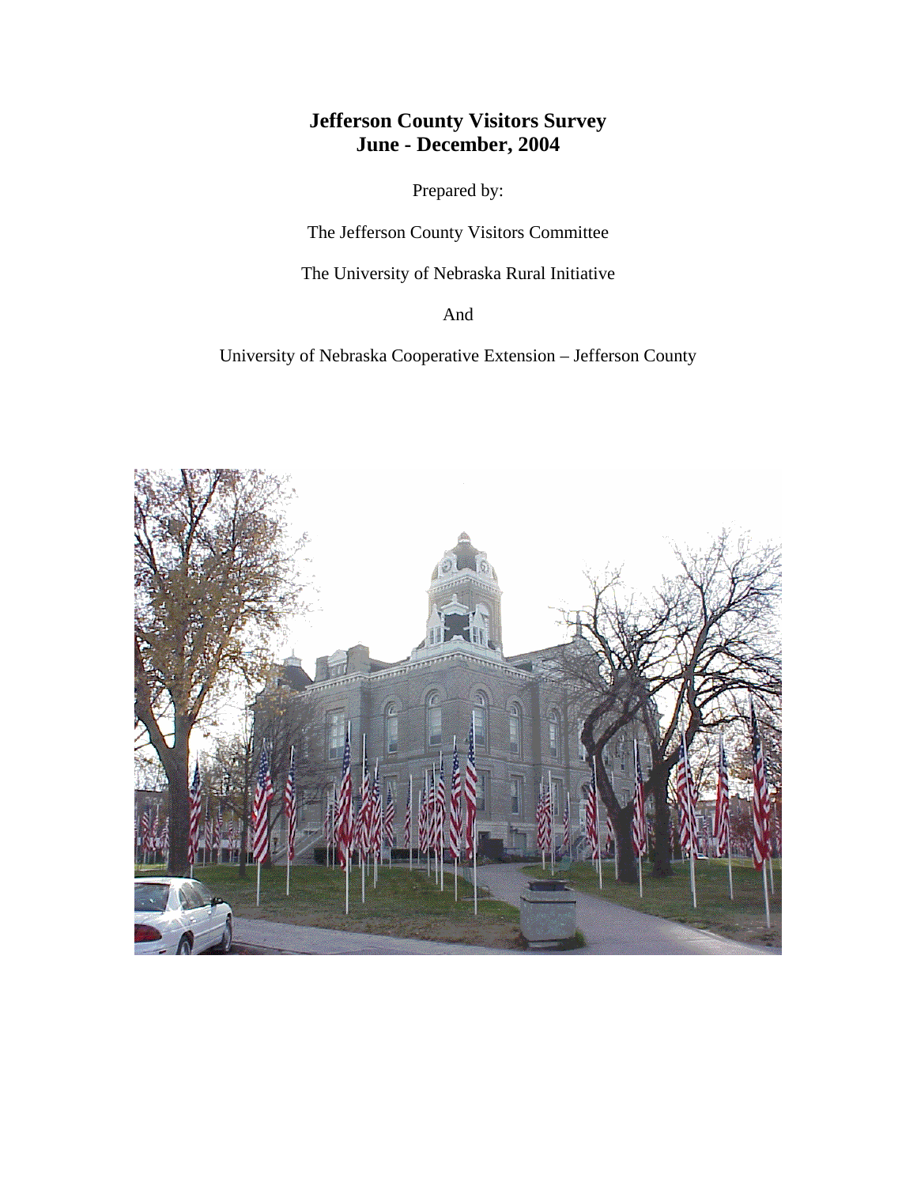# Jefferson County Visitors Survey
# June - December, 2004

Prepared by:

The Jefferson County Visitors Committee

The University of Nebraska Rural Initiative

And

University of Nebraska Cooperative Extension – Jefferson County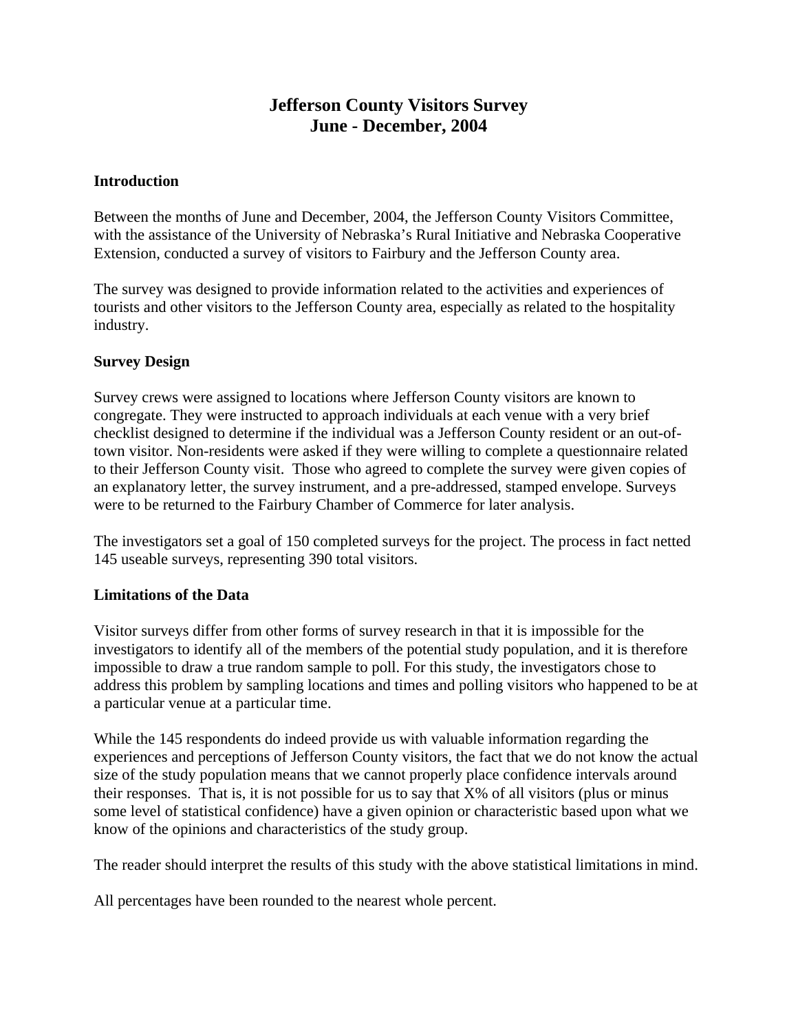# Jefferson County Visitors Survey
# June - December, 2004

## Introduction

Between the months of June and December, 2004, the Jefferson County Visitors Committee, with the assistance of the University of Nebraska's Rural Initiative and Nebraska Cooperative Extension, conducted a survey of visitors to Fairbury and the Jefferson County area.

The survey was designed to provide information related to the activities and experiences of tourists and other visitors to the Jefferson County area, especially as related to the hospitality industry.

## Survey Design

Survey crews were assigned to locations where Jefferson County visitors are known to congregate. They were instructed to approach individuals at each venue with a very brief checklist designed to determine if the individual was a Jefferson County resident or an out-of-town visitor. Non-residents were asked if they were willing to complete a questionnaire related to their Jefferson County visit. Those who agreed to complete the survey were given copies of an explanatory letter, the survey instrument, and a pre-addressed, stamped envelope. Surveys were to be returned to the Fairbury Chamber of Commerce for later analysis.

The investigators set a goal of 150 completed surveys for the project. The process in fact netted 145 useable surveys, representing 390 total visitors.

## Limitations of the Data

Visitor surveys differ from other forms of survey research in that it is impossible for the investigators to identify all of the members of the potential study population, and it is therefore impossible to draw a true random sample to poll. For this study, the investigators chose to address this problem by sampling locations and times and polling visitors who happened to be at a particular venue at a particular time.

While the 145 respondents do indeed provide us with valuable information regarding the experiences and perceptions of Jefferson County visitors, the fact that we do not know the actual size of the study population means that we cannot properly place confidence intervals around their responses. That is, it is not possible for us to say that X% of all visitors (plus or minus some level of statistical confidence) have a given opinion or characteristic based upon what we know of the opinions and characteristics of the study group.

The reader should interpret the results of this study with the above statistical limitations in mind.

All percentages have been rounded to the nearest whole percent.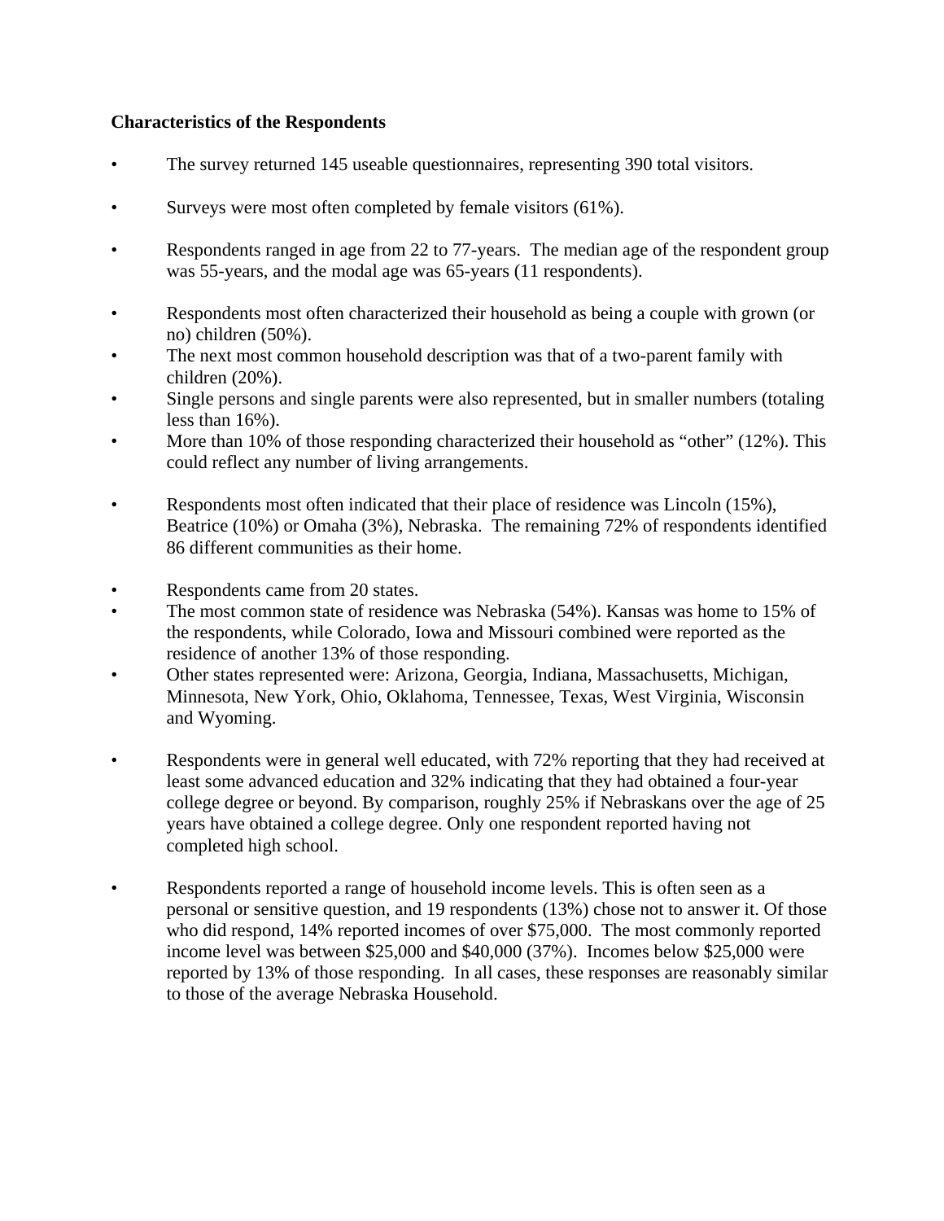**Characteristics of the Respondents**

- The survey returned 145 useable questionnaires, representing 390 total visitors.

- Surveys were most often completed by female visitors (61%).

- Respondents ranged in age from 22 to 77-years. The median age of the respondent group was 55-years, and the modal age was 65-years (11 respondents).

- Respondents most often characterized their household as being a couple with grown (or no) children (50%).
- The next most common household description was that of a two-parent family with children (20%).
- Single persons and single parents were also represented, but in smaller numbers (totaling less than 16%).
- More than 10% of those responding characterized their household as "other" (12%). This could reflect any number of living arrangements.

- Respondents most often indicated that their place of residence was Lincoln (15%), Beatrice (10%) or Omaha (3%), Nebraska. The remaining 72% of respondents identified 86 different communities as their home.

- Respondents came from 20 states.
- The most common state of residence was Nebraska (54%). Kansas was home to 15% of the respondents, while Colorado, Iowa and Missouri combined were reported as the residence of another 13% of those responding.
- Other states represented were: Arizona, Georgia, Indiana, Massachusetts, Michigan, Minnesota, New York, Ohio, Oklahoma, Tennessee, Texas, West Virginia, Wisconsin and Wyoming.

- Respondents were in general well educated, with 72% reporting that they had received at least some advanced education and 32% indicating that they had obtained a four-year college degree or beyond. By comparison, roughly 25% if Nebraskans over the age of 25 years have obtained a college degree. Only one respondent reported having not completed high school.

- Respondents reported a range of household income levels. This is often seen as a personal or sensitive question, and 19 respondents (13%) chose not to answer it. Of those who did respond, 14% reported incomes of over $75,000. The most commonly reported income level was between $25,000 and $40,000 (37%). Incomes below $25,000 were reported by 13% of those responding. In all cases, these responses are reasonably similar to those of the average Nebraska Household.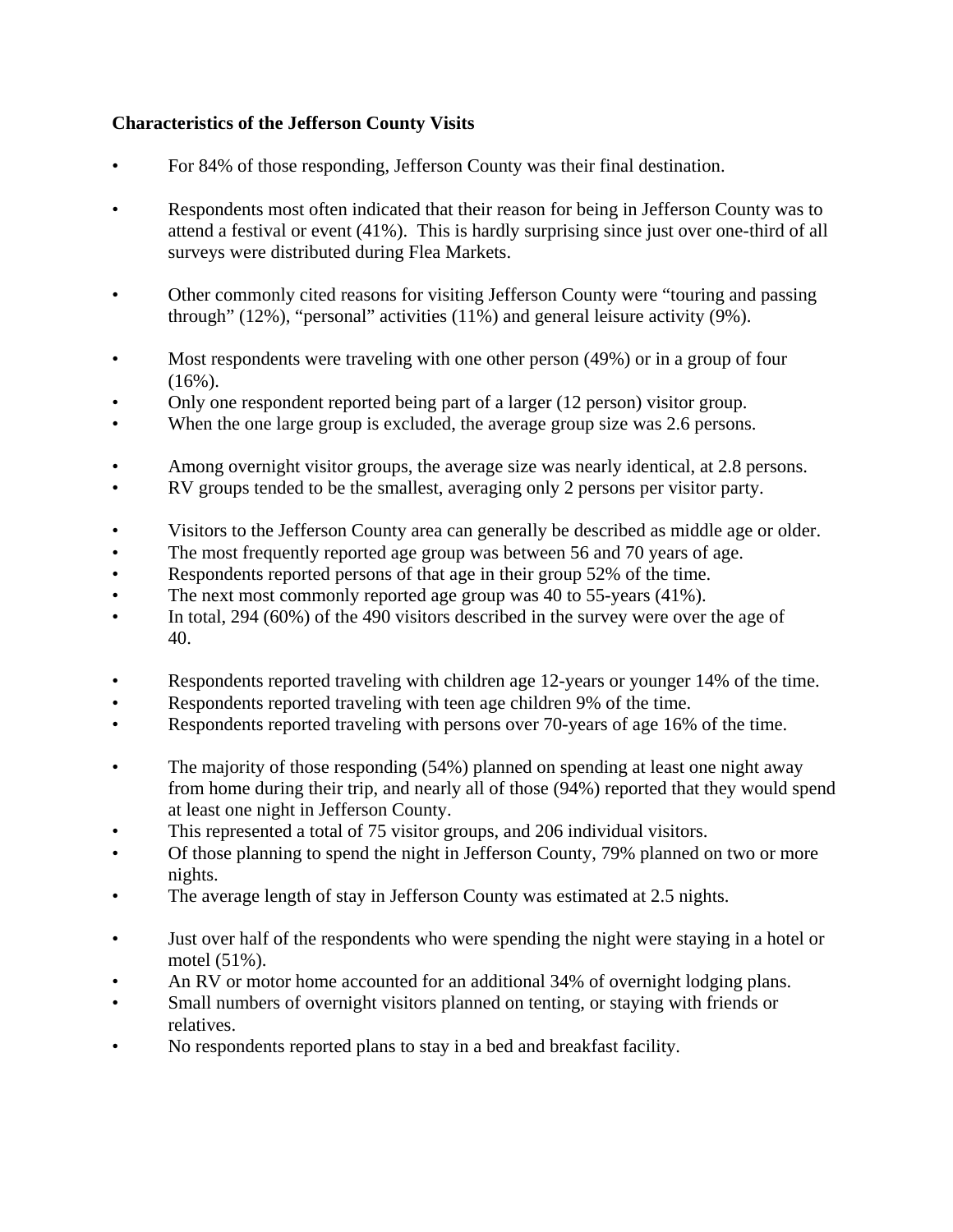**Characteristics of the Jefferson County Visits**

- For 84% of those responding, Jefferson County was their final destination.

- Respondents most often indicated that their reason for being in Jefferson County was to attend a festival or event (41%). This is hardly surprising since just over one-third of all surveys were distributed during Flea Markets.

- Other commonly cited reasons for visiting Jefferson County were "touring and passing through" (12%), "personal" activities (11%) and general leisure activity (9%).

- Most respondents were traveling with one other person (49%) or in a group of four (16%).
- Only one respondent reported being part of a larger (12 person) visitor group.
- When the one large group is excluded, the average group size was 2.6 persons.

- Among overnight visitor groups, the average size was nearly identical, at 2.8 persons.
- RV groups tended to be the smallest, averaging only 2 persons per visitor party.

- Visitors to the Jefferson County area can generally be described as middle age or older.
- The most frequently reported age group was between 56 and 70 years of age.
- Respondents reported persons of that age in their group 52% of the time.
- The next most commonly reported age group was 40 to 55-years (41%).
- In total, 294 (60%) of the 490 visitors described in the survey were over the age of 40.

- Respondents reported traveling with children age 12-years or younger 14% of the time.
- Respondents reported traveling with teen age children 9% of the time.
- Respondents reported traveling with persons over 70-years of age 16% of the time.

- The majority of those responding (54%) planned on spending at least one night away from home during their trip, and nearly all of those (94%) reported that they would spend at least one night in Jefferson County.
- This represented a total of 75 visitor groups, and 206 individual visitors.
- Of those planning to spend the night in Jefferson County, 79% planned on two or more nights.
- The average length of stay in Jefferson County was estimated at 2.5 nights.

- Just over half of the respondents who were spending the night were staying in a hotel or motel (51%).
- An RV or motor home accounted for an additional 34% of overnight lodging plans.
- Small numbers of overnight visitors planned on tenting, or staying with friends or relatives.
- No respondents reported plans to stay in a bed and breakfast facility.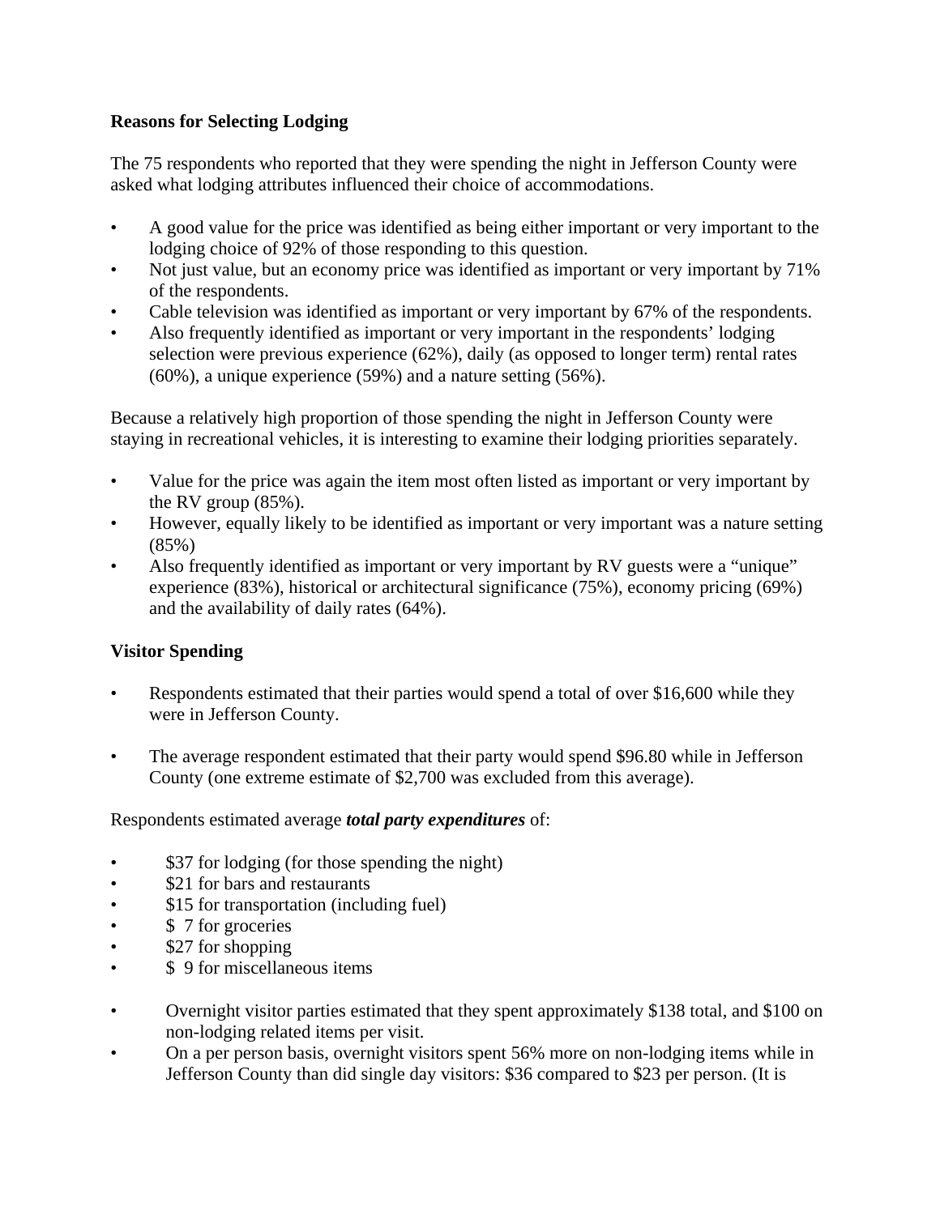**Reasons for Selecting Lodging**

The 75 respondents who reported that they were spending the night in Jefferson County were asked what lodging attributes influenced their choice of accommodations.

- A good value for the price was identified as being either important or very important to the lodging choice of 92% of those responding to this question.
- Not just value, but an economy price was identified as important or very important by 71% of the respondents.
- Cable television was identified as important or very important by 67% of the respondents.
- Also frequently identified as important or very important in the respondents' lodging selection were previous experience (62%), daily (as opposed to longer term) rental rates (60%), a unique experience (59%) and a nature setting (56%).

Because a relatively high proportion of those spending the night in Jefferson County were staying in recreational vehicles, it is interesting to examine their lodging priorities separately.

- Value for the price was again the item most often listed as important or very important by the RV group (85%).
- However, equally likely to be identified as important or very important was a nature setting (85%)
- Also frequently identified as important or very important by RV guests were a "unique" experience (83%), historical or architectural significance (75%), economy pricing (69%) and the availability of daily rates (64%).

**Visitor Spending**

- Respondents estimated that their parties would spend a total of over $16,600 while they were in Jefferson County.

- The average respondent estimated that their party would spend $96.80 while in Jefferson County (one extreme estimate of $2,700 was excluded from this average).

Respondents estimated average ***total party expenditures*** of:

- $37 for lodging (for those spending the night)
- $21 for bars and restaurants
- $15 for transportation (including fuel)
- $ 7 for groceries
- $27 for shopping
- $ 9 for miscellaneous items

- Overnight visitor parties estimated that they spent approximately $138 total, and $100 on non-lodging related items per visit.
- On a per person basis, overnight visitors spent 56% more on non-lodging items while in Jefferson County than did single day visitors: $36 compared to $23 per person. (It is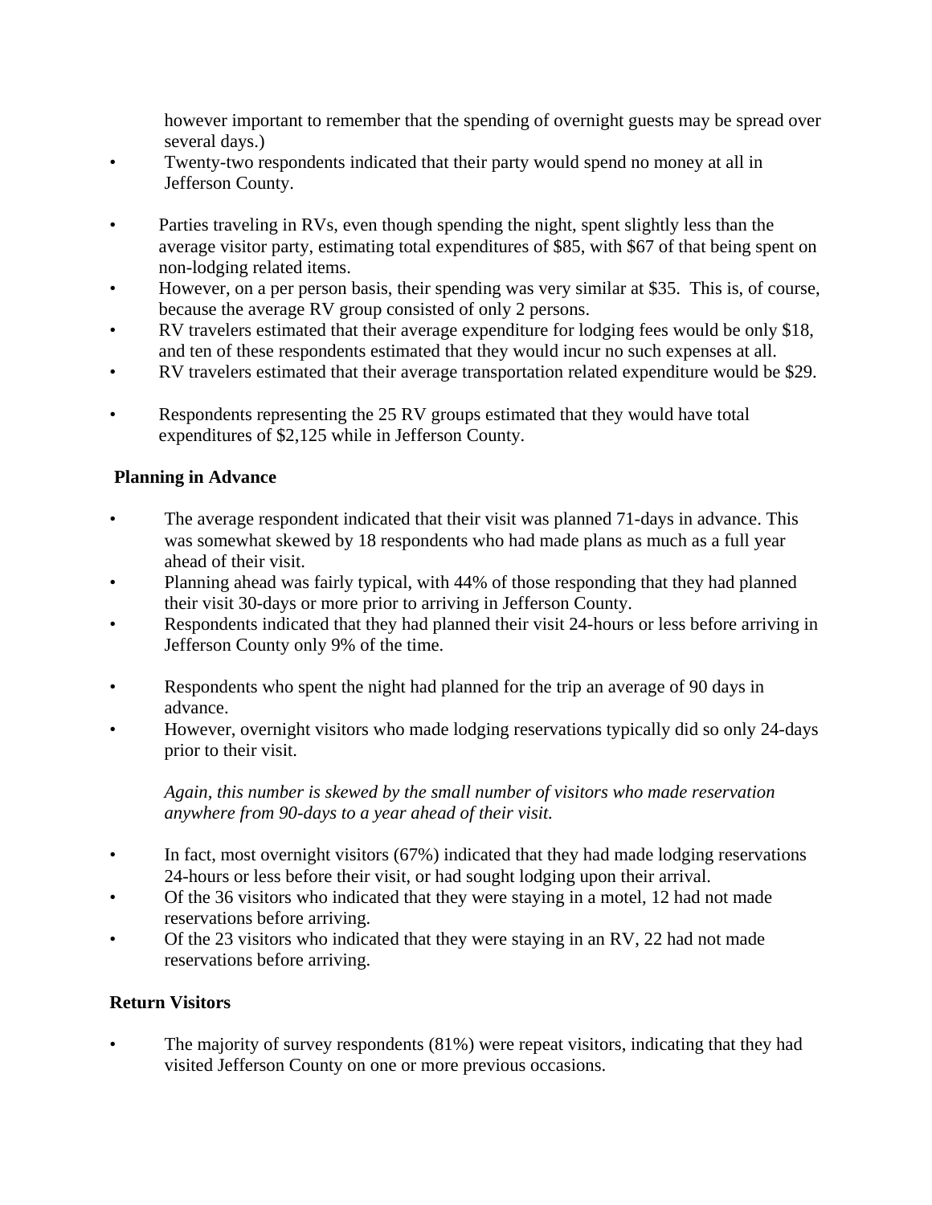however important to remember that the spending of overnight guests may be spread over several days.)

- Twenty-two respondents indicated that their party would spend no money at all in Jefferson County.

- Parties traveling in RVs, even though spending the night, spent slightly less than the average visitor party, estimating total expenditures of $85, with $67 of that being spent on non-lodging related items.
- However, on a per person basis, their spending was very similar at $35. This is, of course, because the average RV group consisted of only 2 persons.
- RV travelers estimated that their average expenditure for lodging fees would be only $18, and ten of these respondents estimated that they would incur no such expenses at all.
- RV travelers estimated that their average transportation related expenditure would be $29.

- Respondents representing the 25 RV groups estimated that they would have total expenditures of $2,125 while in Jefferson County.

**Planning in Advance**

- The average respondent indicated that their visit was planned 71-days in advance. This was somewhat skewed by 18 respondents who had made plans as much as a full year ahead of their visit.
- Planning ahead was fairly typical, with 44% of those responding that they had planned their visit 30-days or more prior to arriving in Jefferson County.
- Respondents indicated that they had planned their visit 24-hours or less before arriving in Jefferson County only 9% of the time.

- Respondents who spent the night had planned for the trip an average of 90 days in advance.
- However, overnight visitors who made lodging reservations typically did so only 24-days prior to their visit.

  *Again, this number is skewed by the small number of visitors who made reservation anywhere from 90-days to a year ahead of their visit.*

- In fact, most overnight visitors (67%) indicated that they had made lodging reservations 24-hours or less before their visit, or had sought lodging upon their arrival.
- Of the 36 visitors who indicated that they were staying in a motel, 12 had not made reservations before arriving.
- Of the 23 visitors who indicated that they were staying in an RV, 22 had not made reservations before arriving.

**Return Visitors**

- The majority of survey respondents (81%) were repeat visitors, indicating that they had visited Jefferson County on one or more previous occasions.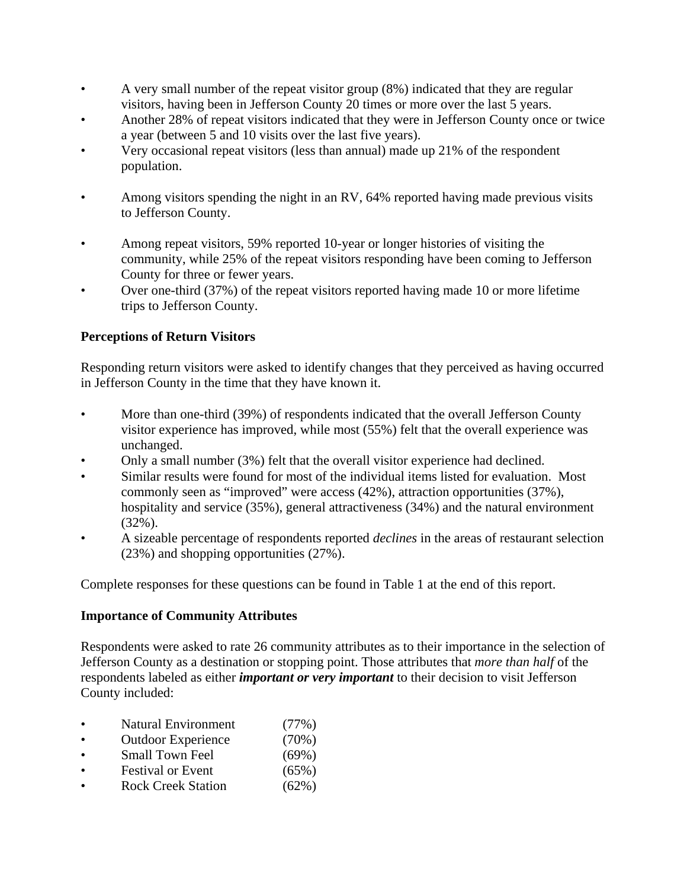- A very small number of the repeat visitor group (8%) indicated that they are regular visitors, having been in Jefferson County 20 times or more over the last 5 years.
- Another 28% of repeat visitors indicated that they were in Jefferson County once or twice a year (between 5 and 10 visits over the last five years).
- Very occasional repeat visitors (less than annual) made up 21% of the respondent population.

- Among visitors spending the night in an RV, 64% reported having made previous visits to Jefferson County.

- Among repeat visitors, 59% reported 10-year or longer histories of visiting the community, while 25% of the repeat visitors responding have been coming to Jefferson County for three or fewer years.
- Over one-third (37%) of the repeat visitors reported having made 10 or more lifetime trips to Jefferson County.

**Perceptions of Return Visitors**

Responding return visitors were asked to identify changes that they perceived as having occurred in Jefferson County in the time that they have known it.

- More than one-third (39%) of respondents indicated that the overall Jefferson County visitor experience has improved, while most (55%) felt that the overall experience was unchanged.
- Only a small number (3%) felt that the overall visitor experience had declined.
- Similar results were found for most of the individual items listed for evaluation. Most commonly seen as "improved" were access (42%), attraction opportunities (37%), hospitality and service (35%), general attractiveness (34%) and the natural environment (32%).
- A sizeable percentage of respondents reported *declines* in the areas of restaurant selection (23%) and shopping opportunities (27%).

Complete responses for these questions can be found in Table 1 at the end of this report.

**Importance of Community Attributes**

Respondents were asked to rate 26 community attributes as to their importance in the selection of Jefferson County as a destination or stopping point. Those attributes that *more than half* of the respondents labeled as either ***important or very important*** to their decision to visit Jefferson County included:

- Natural Environment (77%)
- Outdoor Experience (70%)
- Small Town Feel (69%)
- Festival or Event (65%)
- Rock Creek Station (62%)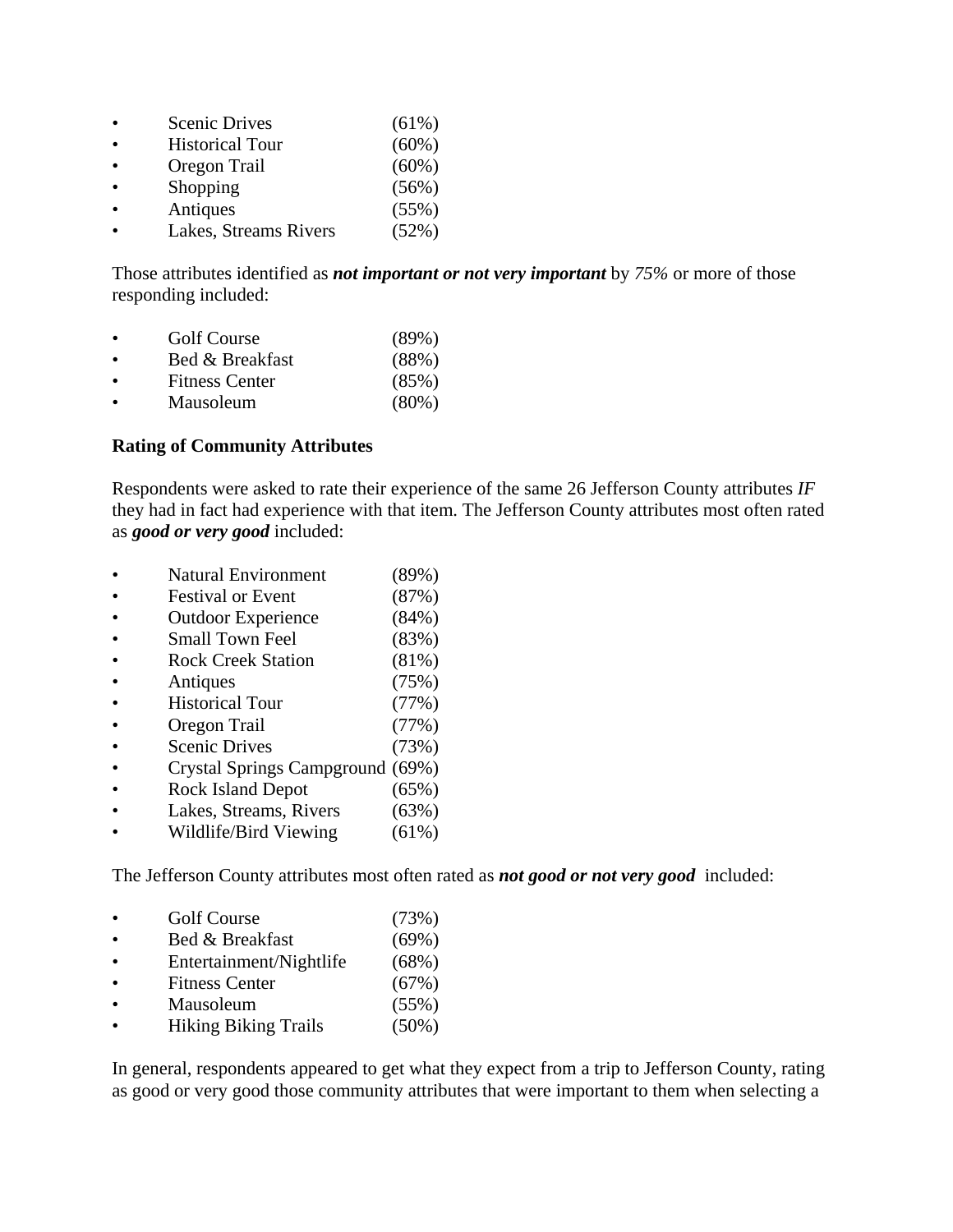- Scenic Drives (61%)
- Historical Tour (60%)
- Oregon Trail (60%)
- Shopping (56%)
- Antiques (55%)
- Lakes, Streams Rivers (52%)

Those attributes identified as ***not important or not very important*** by *75%* or more of those responding included:

- Golf Course (89%)
- Bed & Breakfast (88%)
- Fitness Center (85%)
- Mausoleum (80%)

**Rating of Community Attributes**

Respondents were asked to rate their experience of the same 26 Jefferson County attributes *IF* they had in fact had experience with that item. The Jefferson County attributes most often rated as ***good or very good*** included:

- Natural Environment (89%)
- Festival or Event (87%)
- Outdoor Experience (84%)
- Small Town Feel (83%)
- Rock Creek Station (81%)
- Antiques (75%)
- Historical Tour (77%)
- Oregon Trail (77%)
- Scenic Drives (73%)
- Crystal Springs Campground (69%)
- Rock Island Depot (65%)
- Lakes, Streams, Rivers (63%)
- Wildlife/Bird Viewing (61%)

The Jefferson County attributes most often rated as ***not good or not very good*** included:

- Golf Course (73%)
- Bed & Breakfast (69%)
- Entertainment/Nightlife (68%)
- Fitness Center (67%)
- Mausoleum (55%)
- Hiking Biking Trails (50%)

In general, respondents appeared to get what they expect from a trip to Jefferson County, rating as good or very good those community attributes that were important to them when selecting a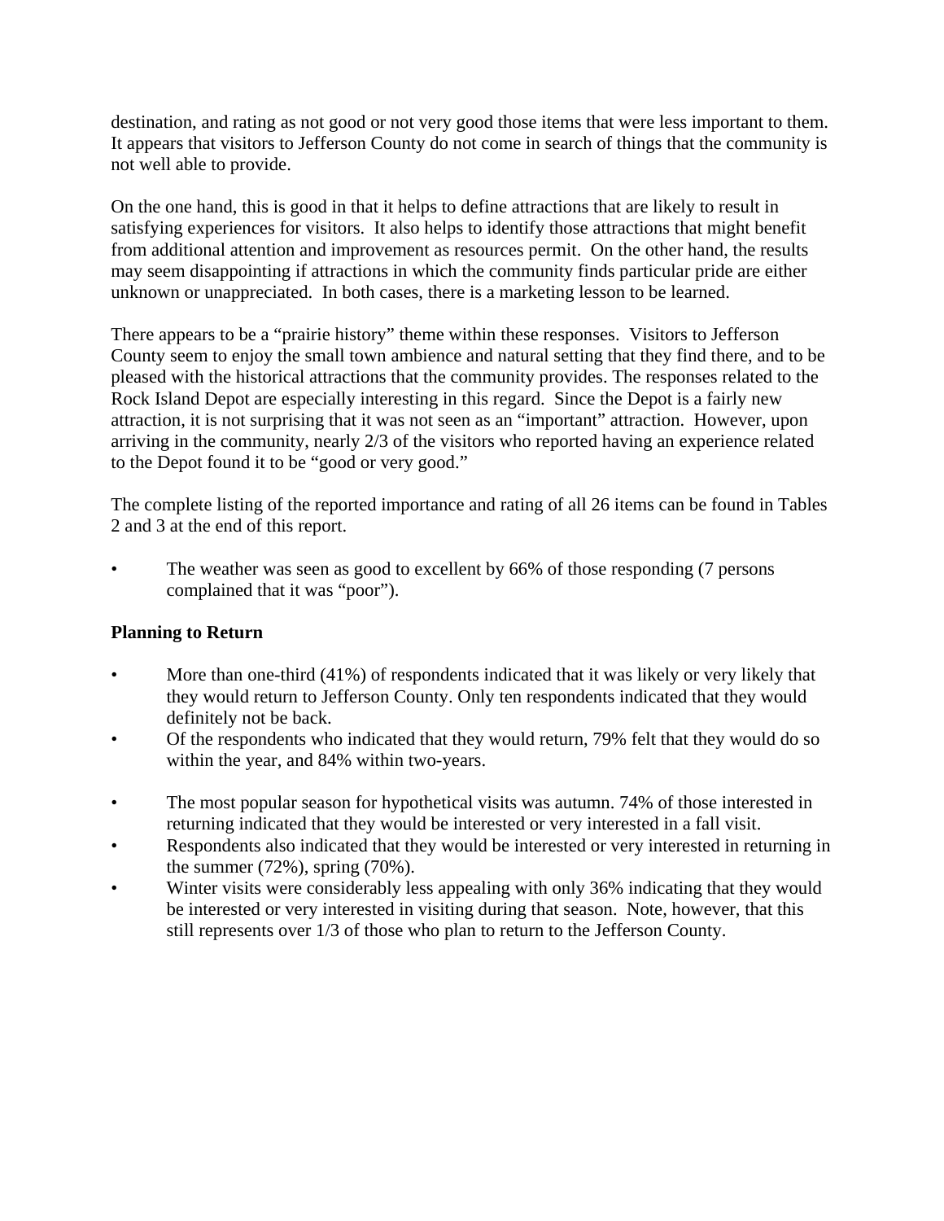destination, and rating as not good or not very good those items that were less important to them. It appears that visitors to Jefferson County do not come in search of things that the community is not well able to provide.

On the one hand, this is good in that it helps to define attractions that are likely to result in satisfying experiences for visitors. It also helps to identify those attractions that might benefit from additional attention and improvement as resources permit. On the other hand, the results may seem disappointing if attractions in which the community finds particular pride are either unknown or unappreciated. In both cases, there is a marketing lesson to be learned.

There appears to be a "prairie history" theme within these responses. Visitors to Jefferson County seem to enjoy the small town ambience and natural setting that they find there, and to be pleased with the historical attractions that the community provides. The responses related to the Rock Island Depot are especially interesting in this regard. Since the Depot is a fairly new attraction, it is not surprising that it was not seen as an "important" attraction. However, upon arriving in the community, nearly 2/3 of the visitors who reported having an experience related to the Depot found it to be "good or very good."

The complete listing of the reported importance and rating of all 26 items can be found in Tables 2 and 3 at the end of this report.

- The weather was seen as good to excellent by 66% of those responding (7 persons complained that it was "poor").

**Planning to Return**

- More than one-third (41%) of respondents indicated that it was likely or very likely that they would return to Jefferson County. Only ten respondents indicated that they would definitely not be back.
- Of the respondents who indicated that they would return, 79% felt that they would do so within the year, and 84% within two-years.

- The most popular season for hypothetical visits was autumn. 74% of those interested in returning indicated that they would be interested or very interested in a fall visit.
- Respondents also indicated that they would be interested or very interested in returning in the summer (72%), spring (70%).
- Winter visits were considerably less appealing with only 36% indicating that they would be interested or very interested in visiting during that season. Note, however, that this still represents over 1/3 of those who plan to return to the Jefferson County.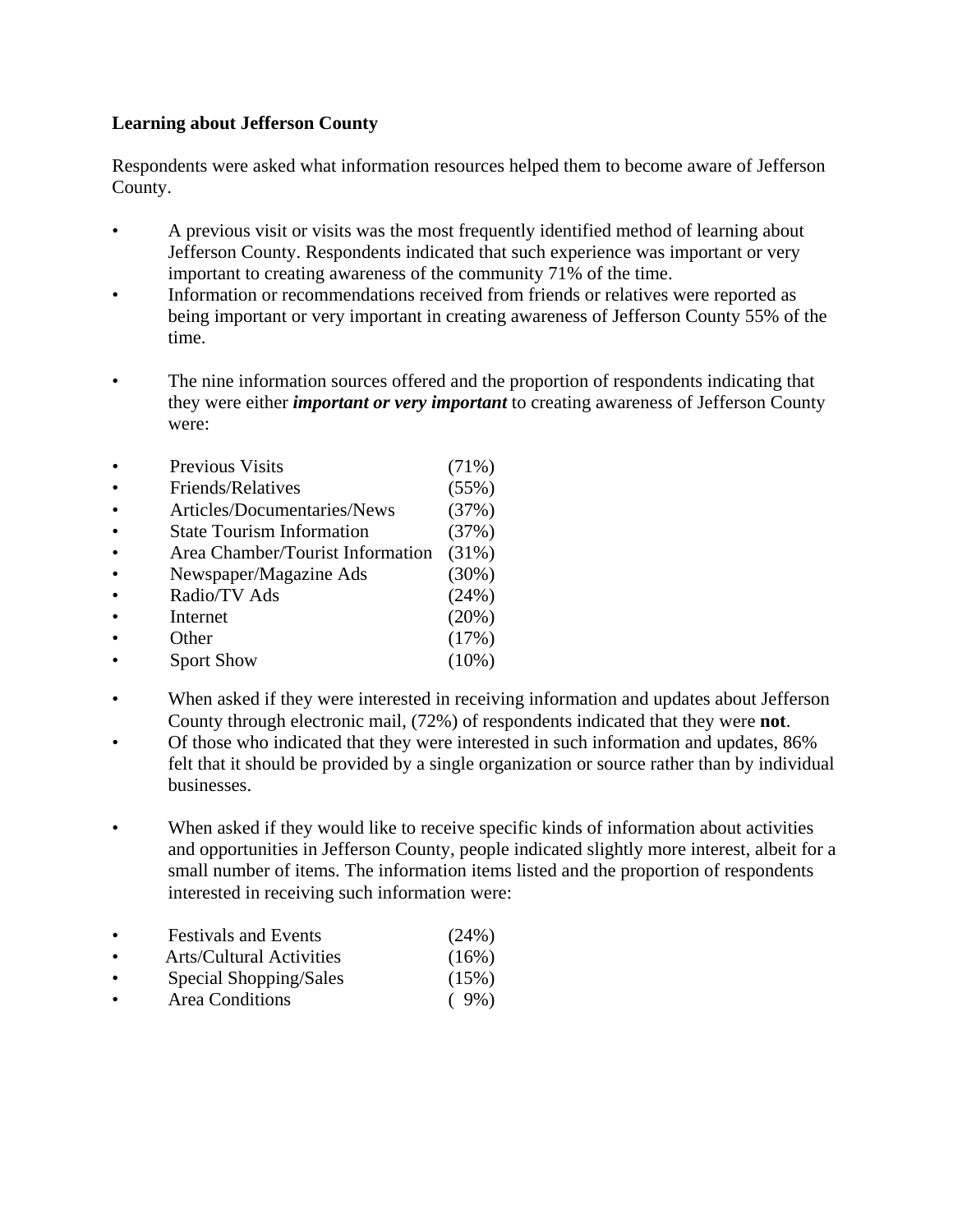**Learning about Jefferson County**

Respondents were asked what information resources helped them to become aware of Jefferson County.

- A previous visit or visits was the most frequently identified method of learning about Jefferson County. Respondents indicated that such experience was important or very important to creating awareness of the community 71% of the time.
- Information or recommendations received from friends or relatives were reported as being important or very important in creating awareness of Jefferson County 55% of the time.

- The nine information sources offered and the proportion of respondents indicating that they were either ***important or very important*** to creating awareness of Jefferson County were:

- Previous Visits (71%)
- Friends/Relatives (55%)
- Articles/Documentaries/News (37%)
- State Tourism Information (37%)
- Area Chamber/Tourist Information (31%)
- Newspaper/Magazine Ads (30%)
- Radio/TV Ads (24%)
- Internet (20%)
- Other (17%)
- Sport Show (10%)

- When asked if they were interested in receiving information and updates about Jefferson County through electronic mail, (72%) of respondents indicated that they were **not**.
- Of those who indicated that they were interested in such information and updates, 86% felt that it should be provided by a single organization or source rather than by individual businesses.

- When asked if they would like to receive specific kinds of information about activities and opportunities in Jefferson County, people indicated slightly more interest, albeit for a small number of items. The information items listed and the proportion of respondents interested in receiving such information were:

- Festivals and Events (24%)
- Arts/Cultural Activities (16%)
- Special Shopping/Sales (15%)
- Area Conditions ( 9%)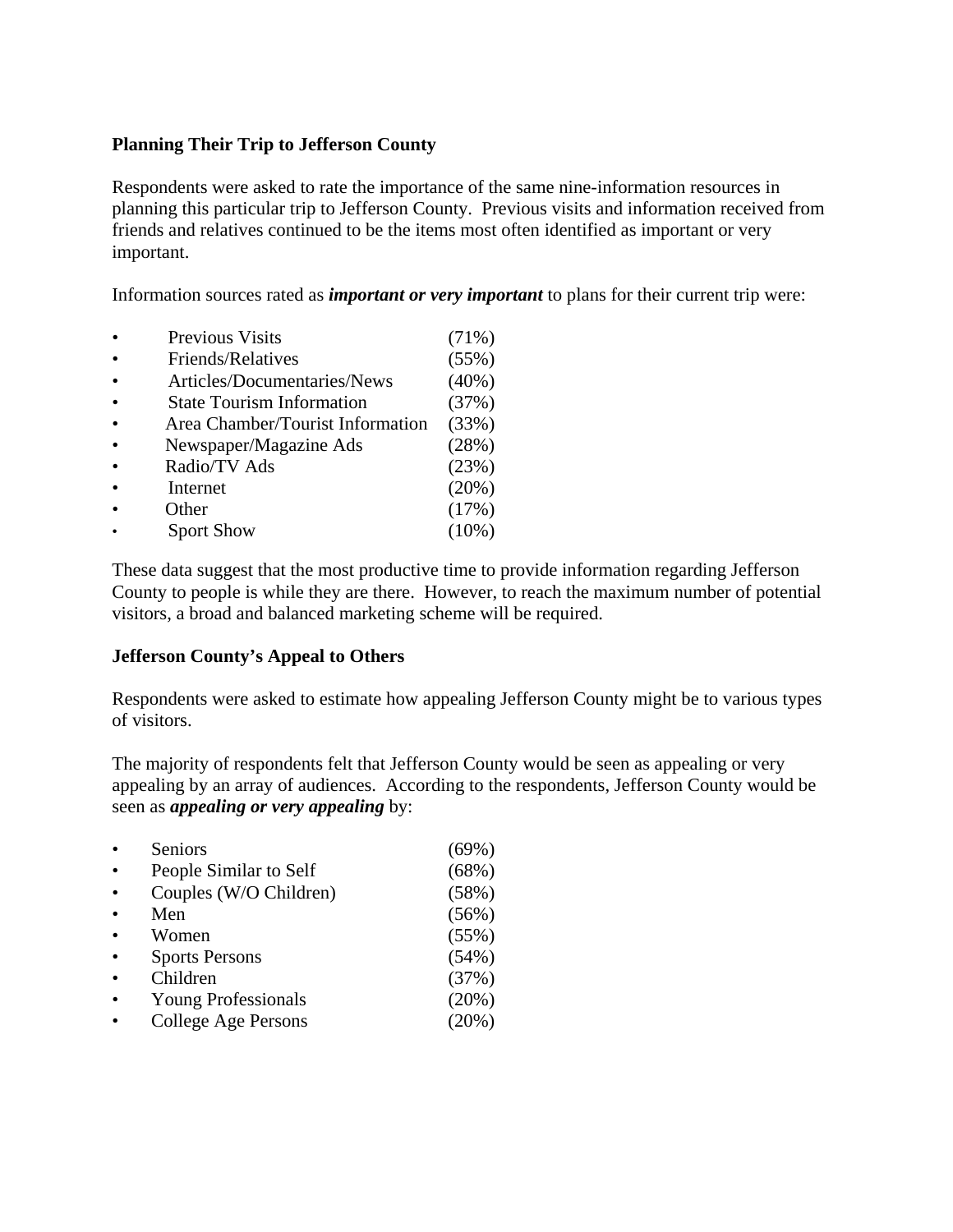**Planning Their Trip to Jefferson County**

Respondents were asked to rate the importance of the same nine-information resources in planning this particular trip to Jefferson County. Previous visits and information received from friends and relatives continued to be the items most often identified as important or very important.

Information sources rated as ***important or very important*** to plans for their current trip were:

- Previous Visits (71%)
- Friends/Relatives (55%)
- Articles/Documentaries/News (40%)
- State Tourism Information (37%)
- Area Chamber/Tourist Information (33%)
- Newspaper/Magazine Ads (28%)
- Radio/TV Ads (23%)
- Internet (20%)
- Other (17%)
- Sport Show (10%)

These data suggest that the most productive time to provide information regarding Jefferson County to people is while they are there. However, to reach the maximum number of potential visitors, a broad and balanced marketing scheme will be required.

**Jefferson County's Appeal to Others**

Respondents were asked to estimate how appealing Jefferson County might be to various types of visitors.

The majority of respondents felt that Jefferson County would be seen as appealing or very appealing by an array of audiences. According to the respondents, Jefferson County would be seen as ***appealing or very appealing*** by:

- Seniors (69%)
- People Similar to Self (68%)
- Couples (W/O Children) (58%)
- Men (56%)
- Women (55%)
- Sports Persons (54%)
- Children (37%)
- Young Professionals (20%)
- College Age Persons (20%)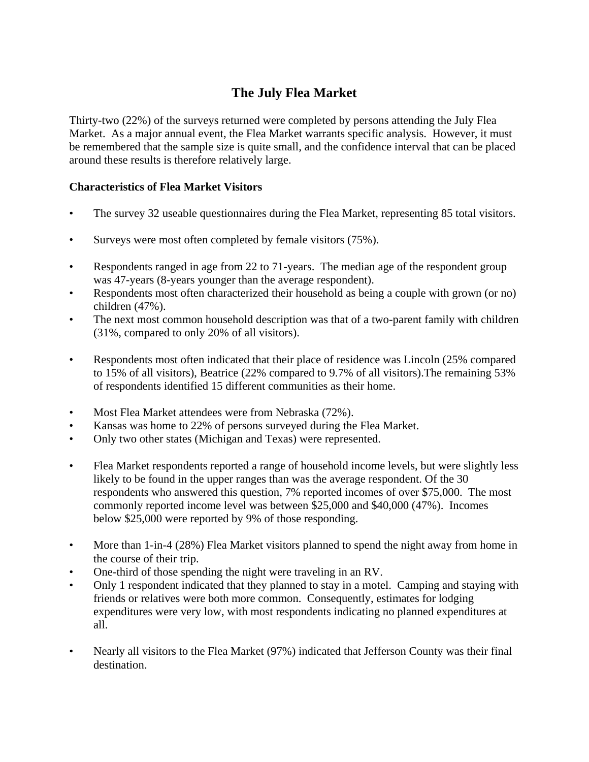# The July Flea Market

Thirty-two (22%) of the surveys returned were completed by persons attending the July Flea Market. As a major annual event, the Flea Market warrants specific analysis. However, it must be remembered that the sample size is quite small, and the confidence interval that can be placed around these results is therefore relatively large.

### Characteristics of Flea Market Visitors

- The survey 32 useable questionnaires during the Flea Market, representing 85 total visitors.

- Surveys were most often completed by female visitors (75%).

- Respondents ranged in age from 22 to 71-years. The median age of the respondent group was 47-years (8-years younger than the average respondent).
- Respondents most often characterized their household as being a couple with grown (or no) children (47%).
- The next most common household description was that of a two-parent family with children (31%, compared to only 20% of all visitors).

- Respondents most often indicated that their place of residence was Lincoln (25% compared to 15% of all visitors), Beatrice (22% compared to 9.7% of all visitors).The remaining 53% of respondents identified 15 different communities as their home.

- Most Flea Market attendees were from Nebraska (72%).
- Kansas was home to 22% of persons surveyed during the Flea Market.
- Only two other states (Michigan and Texas) were represented.

- Flea Market respondents reported a range of household income levels, but were slightly less likely to be found in the upper ranges than was the average respondent. Of the 30 respondents who answered this question, 7% reported incomes of over $75,000. The most commonly reported income level was between $25,000 and $40,000 (47%). Incomes below $25,000 were reported by 9% of those responding.

- More than 1-in-4 (28%) Flea Market visitors planned to spend the night away from home in the course of their trip.
- One-third of those spending the night were traveling in an RV.
- Only 1 respondent indicated that they planned to stay in a motel. Camping and staying with friends or relatives were both more common. Consequently, estimates for lodging expenditures were very low, with most respondents indicating no planned expenditures at all.

- Nearly all visitors to the Flea Market (97%) indicated that Jefferson County was their final destination.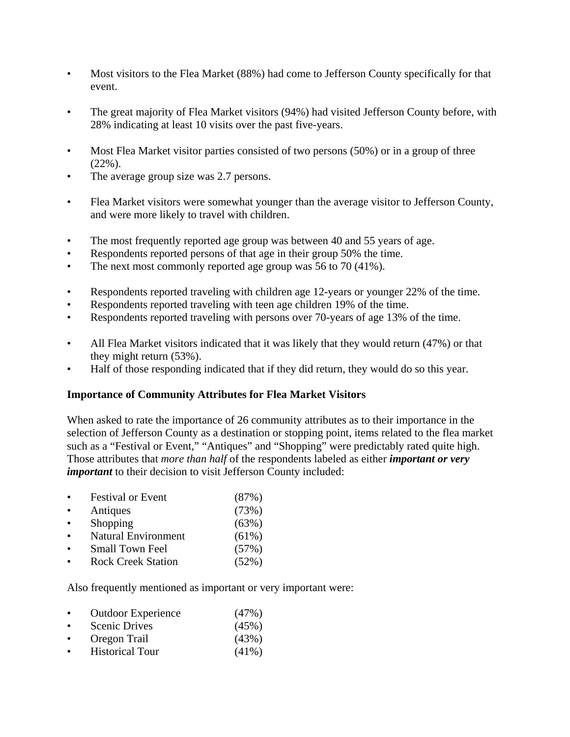- Most visitors to the Flea Market (88%) had come to Jefferson County specifically for that event.

- The great majority of Flea Market visitors (94%) had visited Jefferson County before, with 28% indicating at least 10 visits over the past five-years.

- Most Flea Market visitor parties consisted of two persons (50%) or in a group of three (22%).
- The average group size was 2.7 persons.

- Flea Market visitors were somewhat younger than the average visitor to Jefferson County, and were more likely to travel with children.

- The most frequently reported age group was between 40 and 55 years of age.
- Respondents reported persons of that age in their group 50% the time.
- The next most commonly reported age group was 56 to 70 (41%).

- Respondents reported traveling with children age 12-years or younger 22% of the time.
- Respondents reported traveling with teen age children 19% of the time.
- Respondents reported traveling with persons over 70-years of age 13% of the time.

- All Flea Market visitors indicated that it was likely that they would return (47%) or that they might return (53%).
- Half of those responding indicated that if they did return, they would do so this year.

**Importance of Community Attributes for Flea Market Visitors**

When asked to rate the importance of 26 community attributes as to their importance in the selection of Jefferson County as a destination or stopping point, items related to the flea market such as a "Festival or Event," "Antiques" and "Shopping" were predictably rated quite high. Those attributes that *more than half* of the respondents labeled as either ***important or very important*** to their decision to visit Jefferson County included:

- Festival or Event (87%)
- Antiques (73%)
- Shopping (63%)
- Natural Environment (61%)
- Small Town Feel (57%)
- Rock Creek Station (52%)

Also frequently mentioned as important or very important were:

- Outdoor Experience (47%)
- Scenic Drives (45%)
- Oregon Trail (43%)
- Historical Tour (41%)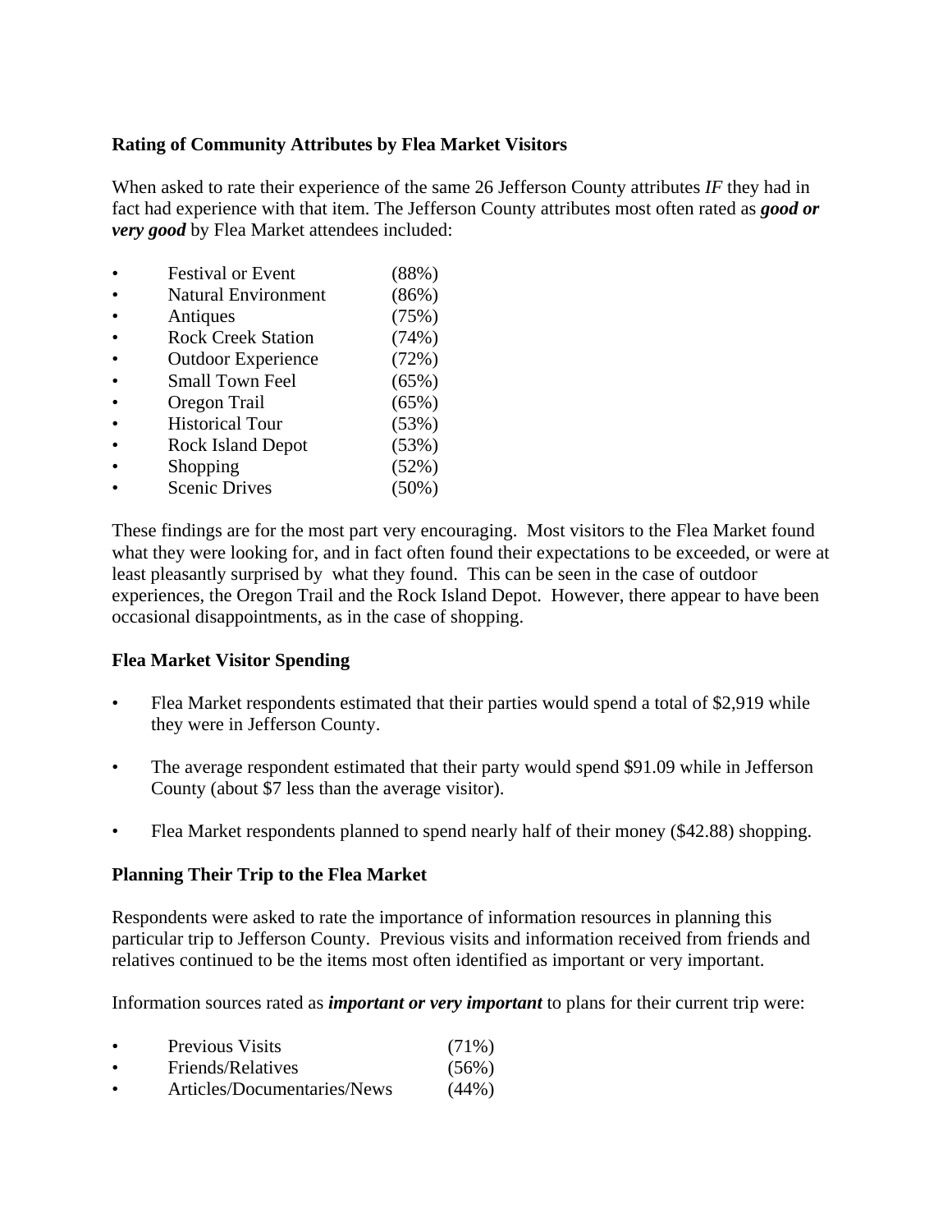**Rating of Community Attributes by Flea Market Visitors**

When asked to rate their experience of the same 26 Jefferson County attributes *IF* they had in fact had experience with that item. The Jefferson County attributes most often rated as ***good or very good*** by Flea Market attendees included:

- Festival or Event (88%)
- Natural Environment (86%)
- Antiques (75%)
- Rock Creek Station (74%)
- Outdoor Experience (72%)
- Small Town Feel (65%)
- Oregon Trail (65%)
- Historical Tour (53%)
- Rock Island Depot (53%)
- Shopping (52%)
- Scenic Drives (50%)

These findings are for the most part very encouraging. Most visitors to the Flea Market found what they were looking for, and in fact often found their expectations to be exceeded, or were at least pleasantly surprised by what they found. This can be seen in the case of outdoor experiences, the Oregon Trail and the Rock Island Depot. However, there appear to have been occasional disappointments, as in the case of shopping.

**Flea Market Visitor Spending**

- Flea Market respondents estimated that their parties would spend a total of $2,919 while they were in Jefferson County.
- The average respondent estimated that their party would spend $91.09 while in Jefferson County (about $7 less than the average visitor).
- Flea Market respondents planned to spend nearly half of their money ($42.88) shopping.

**Planning Their Trip to the Flea Market**

Respondents were asked to rate the importance of information resources in planning this particular trip to Jefferson County. Previous visits and information received from friends and relatives continued to be the items most often identified as important or very important.

Information sources rated as ***important or very important*** to plans for their current trip were:

- Previous Visits (71%)
- Friends/Relatives (56%)
- Articles/Documentaries/News (44%)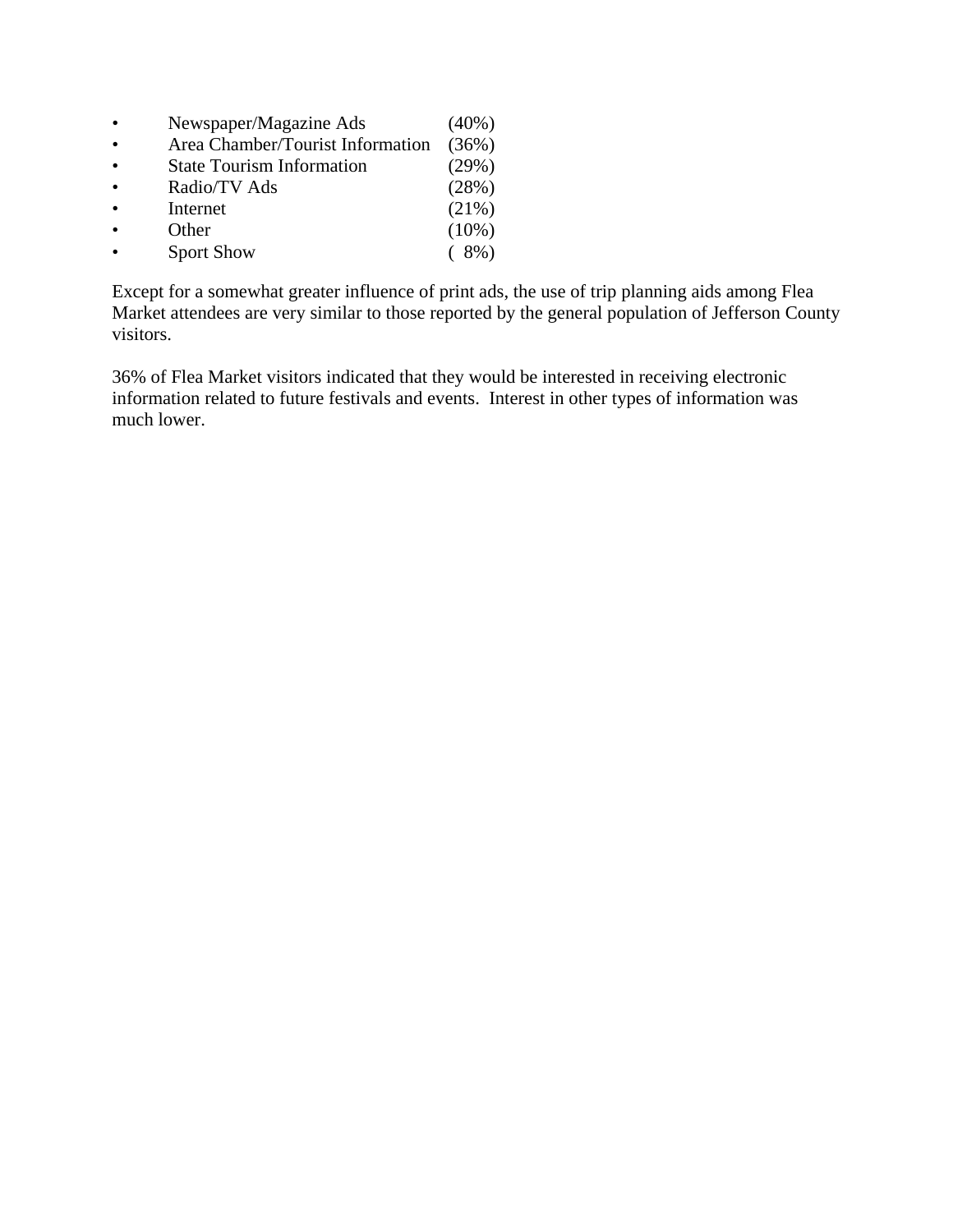- Newspaper/Magazine Ads (40%)
- Area Chamber/Tourist Information (36%)
- State Tourism Information (29%)
- Radio/TV Ads (28%)
- Internet (21%)
- Other (10%)
- Sport Show ( 8%)

Except for a somewhat greater influence of print ads, the use of trip planning aids among Flea Market attendees are very similar to those reported by the general population of Jefferson County visitors.

36% of Flea Market visitors indicated that they would be interested in receiving electronic information related to future festivals and events. Interest in other types of information was much lower.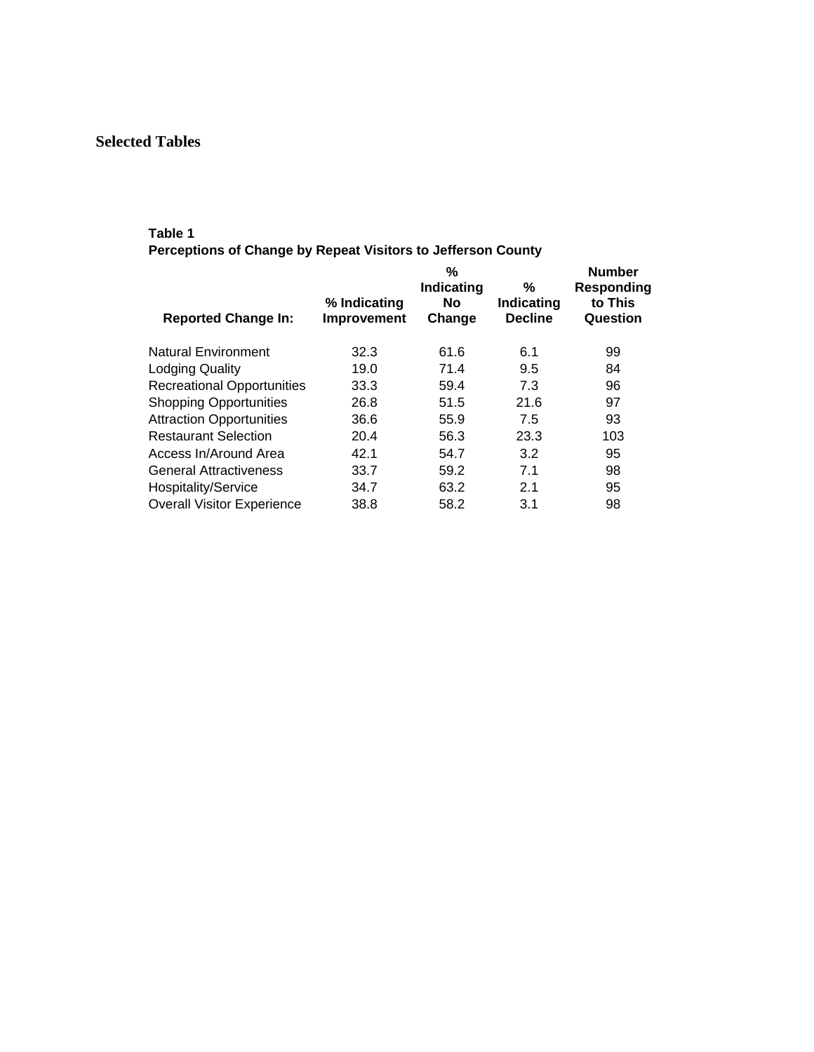## Selected Tables

**Table 1**
**Perceptions of Change by Repeat Visitors to Jefferson County**

| Reported Change In: | % Indicating Improvement | % Indicating No Change | % Indicating Decline | Number Responding to This Question |
|---|---|---|---|---|
| Natural Environment | 32.3 | 61.6 | 6.1 | 99 |
| Lodging Quality | 19.0 | 71.4 | 9.5 | 84 |
| Recreational Opportunities | 33.3 | 59.4 | 7.3 | 96 |
| Shopping Opportunities | 26.8 | 51.5 | 21.6 | 97 |
| Attraction Opportunities | 36.6 | 55.9 | 7.5 | 93 |
| Restaurant Selection | 20.4 | 56.3 | 23.3 | 103 |
| Access In/Around Area | 42.1 | 54.7 | 3.2 | 95 |
| General Attractiveness | 33.7 | 59.2 | 7.1 | 98 |
| Hospitality/Service | 34.7 | 63.2 | 2.1 | 95 |
| Overall Visitor Experience | 38.8 | 58.2 | 3.1 | 98 |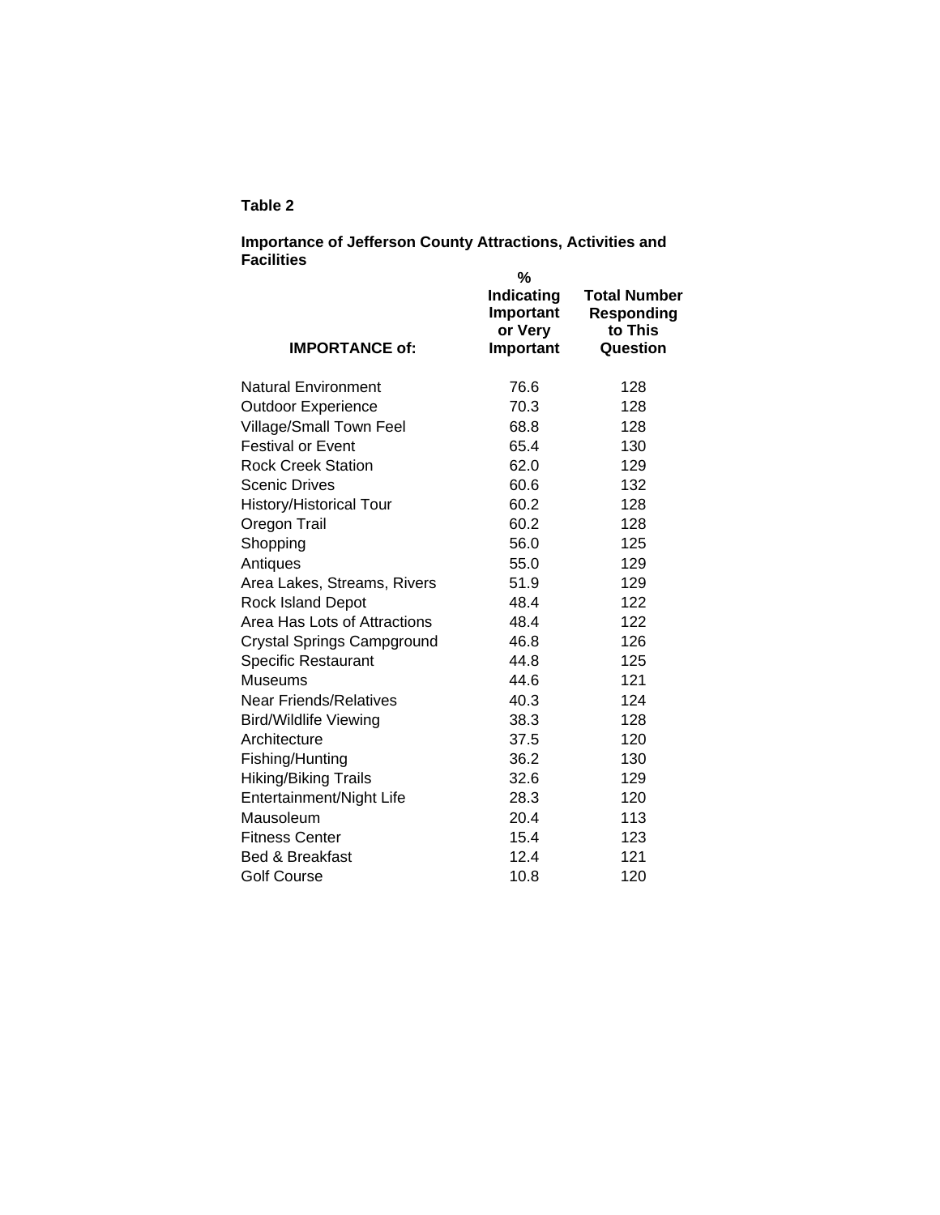**Table 2**

**Importance of Jefferson County Attractions, Activities and Facilities**

| IMPORTANCE of: | % Indicating Important or Very Important | Total Number Responding to This Question |
|---|---|---|
| Natural Environment | 76.6 | 128 |
| Outdoor Experience | 70.3 | 128 |
| Village/Small Town Feel | 68.8 | 128 |
| Festival or Event | 65.4 | 130 |
| Rock Creek Station | 62.0 | 129 |
| Scenic Drives | 60.6 | 132 |
| History/Historical Tour | 60.2 | 128 |
| Oregon Trail | 60.2 | 128 |
| Shopping | 56.0 | 125 |
| Antiques | 55.0 | 129 |
| Area Lakes, Streams, Rivers | 51.9 | 129 |
| Rock Island Depot | 48.4 | 122 |
| Area Has Lots of Attractions | 48.4 | 122 |
| Crystal Springs Campground | 46.8 | 126 |
| Specific Restaurant | 44.8 | 125 |
| Museums | 44.6 | 121 |
| Near Friends/Relatives | 40.3 | 124 |
| Bird/Wildlife Viewing | 38.3 | 128 |
| Architecture | 37.5 | 120 |
| Fishing/Hunting | 36.2 | 130 |
| Hiking/Biking Trails | 32.6 | 129 |
| Entertainment/Night Life | 28.3 | 120 |
| Mausoleum | 20.4 | 113 |
| Fitness Center | 15.4 | 123 |
| Bed & Breakfast | 12.4 | 121 |
| Golf Course | 10.8 | 120 |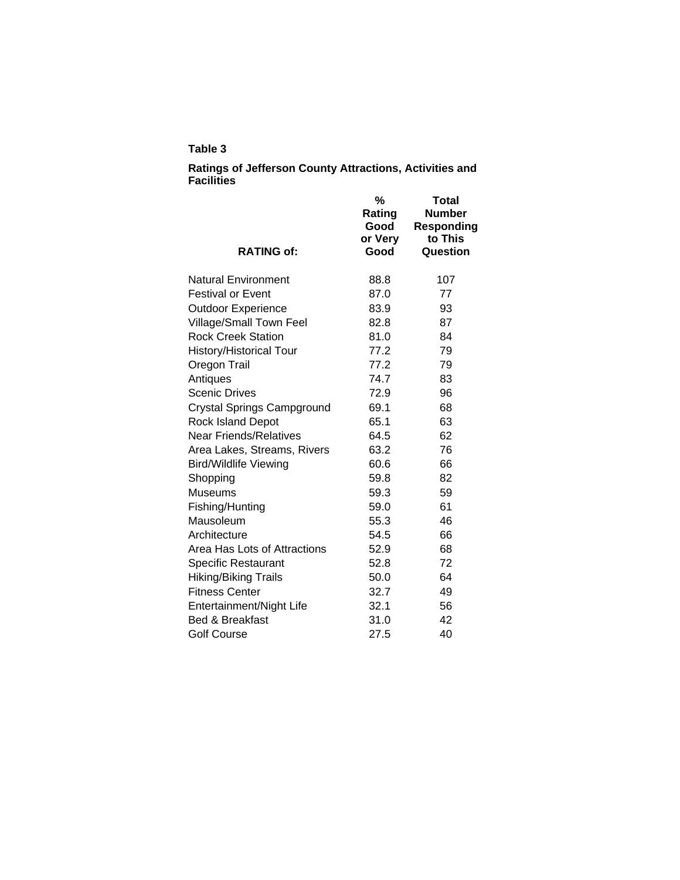**Table 3**

**Ratings of Jefferson County Attractions, Activities and Facilities**

| RATING of: | % Rating Good or Very Good | Total Number Responding to This Question |
|---|---|---|
| Natural Environment | 88.8 | 107 |
| Festival or Event | 87.0 | 77 |
| Outdoor Experience | 83.9 | 93 |
| Village/Small Town Feel | 82.8 | 87 |
| Rock Creek Station | 81.0 | 84 |
| History/Historical Tour | 77.2 | 79 |
| Oregon Trail | 77.2 | 79 |
| Antiques | 74.7 | 83 |
| Scenic Drives | 72.9 | 96 |
| Crystal Springs Campground | 69.1 | 68 |
| Rock Island Depot | 65.1 | 63 |
| Near Friends/Relatives | 64.5 | 62 |
| Area Lakes, Streams, Rivers | 63.2 | 76 |
| Bird/Wildlife Viewing | 60.6 | 66 |
| Shopping | 59.8 | 82 |
| Museums | 59.3 | 59 |
| Fishing/Hunting | 59.0 | 61 |
| Mausoleum | 55.3 | 46 |
| Architecture | 54.5 | 66 |
| Area Has Lots of Attractions | 52.9 | 68 |
| Specific Restaurant | 52.8 | 72 |
| Hiking/Biking Trails | 50.0 | 64 |
| Fitness Center | 32.7 | 49 |
| Entertainment/Night Life | 32.1 | 56 |
| Bed & Breakfast | 31.0 | 42 |
| Golf Course | 27.5 | 40 |